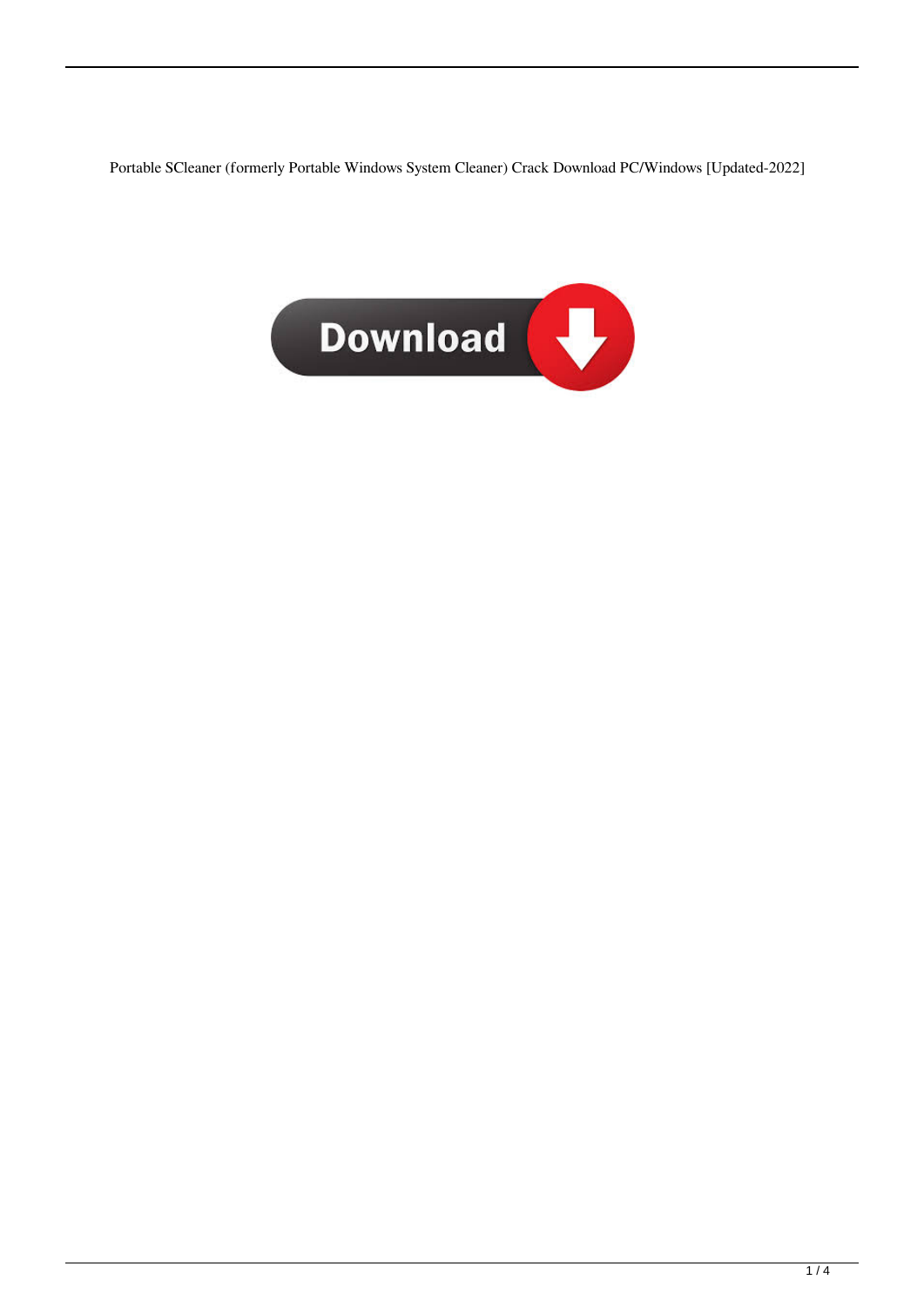Portable SCleaner (formerly Portable Windows System Cleaner) Crack Download PC/Windows [Updated-2022]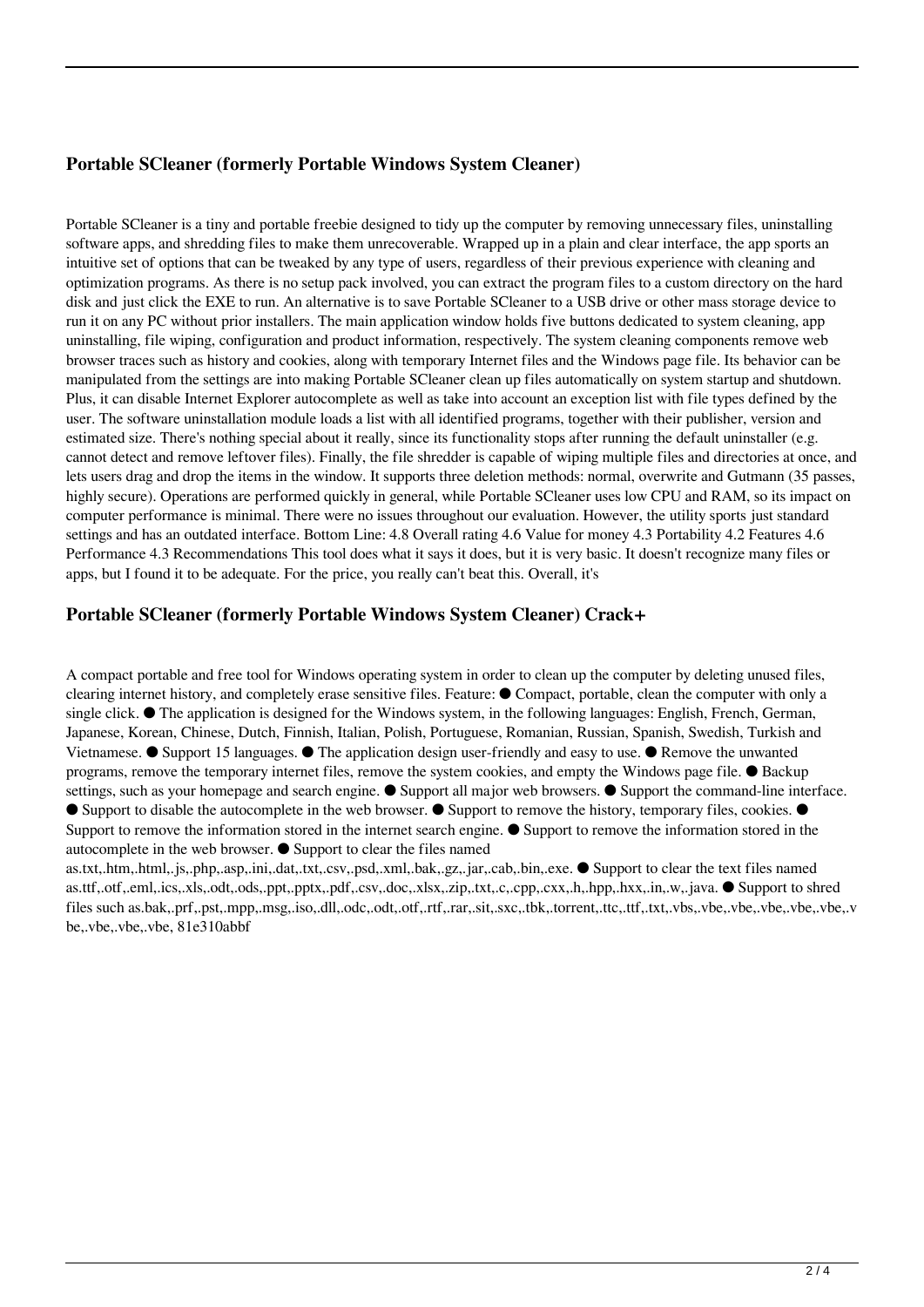## Portable SCleaner (formerly Portable Windows System Cleaner)

Portable SCleaner is a tiny and portable freebie designed to tidy up the computer by removing unnecessary files, uninstalling software apps, and shredding files to make them unrecoverable. Wrapped up in a plain and clear interface, the app sports an intuitive set of options that can be tweaked by any type of users, regardless of their previous experience with cleaning and optimization programs. As there is no setup pack involved, you can extract the program files to a custom directory on the hard disk and just click the EXE to run. An alternative is to save Portable SCleaner to a USB drive or other mass storage device to run it on any PC without prior installers. The main application window holds five buttons dedicated to system cleaning, app uninstalling, file wiping, configuration and product information, respectively. The system cleaning components remove web browser traces such as history and cookies, along with temporary Internet files and the Windows page file. Its behavior can be manipulated from the settings are into making Portable SCleaner clean up files automatically on system startup and shutdown. Plus, it can disable Internet Explorer autocomplete as well as take into account an exception list with file types defined by the user. The software uninstallation module loads a list with all identified programs, together with their publisher, version and estimated size. There's nothing special about it really, since its functionality stops after running the default uninstaller (e.g. cannot detect and remove leftover files). Finally, the file shredder is capable of wiping multiple files and directories at once, and lets users drag and drop the items in the window. It supports three deletion methods: normal, overwrite and Gutmann (35 passes, highly secure). Operations are performed quickly in general, while Portable SCleaner uses low CPU and RAM, so its impact on computer performance is minimal. There were no issues throughout our evaluation. However, the utility sports just standard settings and has an outdated interface. Bottom Line: 4.8 Overall rating 4.6 Value for money 4.3 Portability 4.2 Features 4.6 Performance 4.3 Recommendations This tool does what it says it does, but it is very basic. It doesn't recognize many files or apps, but I found it to be adequate. For the price, you really can't beat this. Overall, it's

## Portable SCleaner (formerly Portable Windows System Cleaner) Crack+

A compact portable and free tool for Windows operating system in order to clean up the computer by deleting unused files, clearing internet history, and completely erase sensitive files. Feature: ● Compact, portable, clean the computer with only a single click. ● The application is designed for the Windows system, in the following languages: English, French, German, Japanese, Korean, Chinese, Dutch, Finnish, Italian, Polish, Portuguese, Romanian, Russian, Spanish, Swedish, Turkish and Vietnamese. ● Support 15 languages. ● The application design user-friendly and easy to use. ● Remove the unwanted programs, remove the temporary internet files, remove the system cookies, and empty the Windows page file. ● Backup settings, such as your homepage and search engine. ● Support all major web browsers. ● Support the command-line interface. ● Support to disable the autocomplete in the web browser. ● Support to remove the history, temporary files, cookies. ● Support to remove the information stored in the internet search engine. ● Support to remove the information stored in the autocomplete in the web browser. ● Support to clear the files named as.txt,.htm,.html,.js,.php,.asp,.ini,.dat,.txt,.csv,.psd,.xml,.bak,.gz,.jar,.cab,.bin,.exe. ● Support to clear the text files named as.ttf,.otf,.eml,.ics,.xls,.odt,.ods,.ppt,.pptx,.pdf,.csv,.doc,.xlsx,.zip,.txt,.c,.cpp,.cxx,.h,.hpp,.hxx,.in,.w,.java. ● Support to shred files such as.bak,.prf,.pst,.mpp,.msg,.iso,.dll,.odc,.odt,.otf,.rtf,.rar,.sit,.sxc,.tbk,.torrent,.ttc,.ttf,.txt,.vbs,.vbe,.vbe,.vbe,.vbe,.vbe,.vbe,.vbe,.vbe,.vbe, 81e310abbf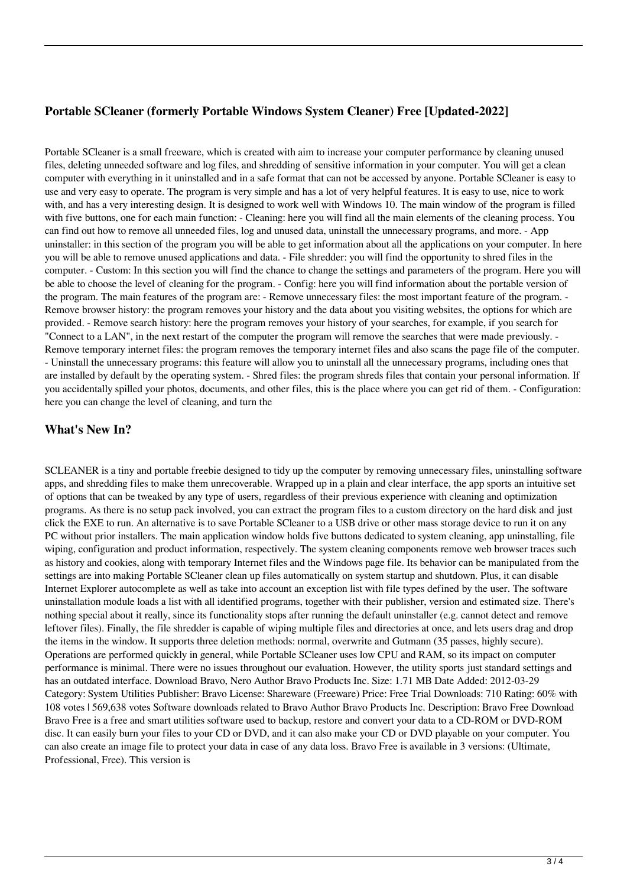## Portable SCleaner (formerly Portable Windows System Cleaner) Free [Updated-2022]

Portable SCleaner is a small freeware, which is created with aim to increase your computer performance by cleaning unused files, deleting unneeded software and log files, and shredding of sensitive information in your computer. You will get a clean computer with everything in it uninstalled and in a safe format that can not be accessed by anyone. Portable SCleaner is easy to use and very easy to operate. The program is very simple and has a lot of very helpful features. It is easy to use, nice to work with, and has a very interesting design. It is designed to work well with Windows 10. The main window of the program is filled with five buttons, one for each main function: - Cleaning: here you will find all the main elements of the cleaning process. You can find out how to remove all unneeded files, log and unused data, uninstall the unnecessary programs, and more. - App uninstaller: in this section of the program you will be able to get information about all the applications on your computer. In here you will be able to remove unused applications and data. - File shredder: you will find the opportunity to shred files in the computer. - Custom: In this section you will find the chance to change the settings and parameters of the program. Here you will be able to choose the level of cleaning for the program. - Config: here you will find information about the portable version of the program. The main features of the program are: - Remove unnecessary files: the most important feature of the program. - Remove browser history: the program removes your history and the data about you visiting websites, the options for which are provided. - Remove search history: here the program removes your history of your searches, for example, if you search for "Connect to a LAN", in the next restart of the computer the program will remove the searches that were made previously. - Remove temporary internet files: the program removes the temporary internet files and also scans the page file of the computer. - Uninstall the unnecessary programs: this feature will allow you to uninstall all the unnecessary programs, including ones that are installed by default by the operating system. - Shred files: the program shreds files that contain your personal information. If you accidentally spilled your photos, documents, and other files, this is the place where you can get rid of them. - Configuration: here you can change the level of cleaning, and turn the

## What's New In?

SCLEANER is a tiny and portable freebie designed to tidy up the computer by removing unnecessary files, uninstalling software apps, and shredding files to make them unrecoverable. Wrapped up in a plain and clear interface, the app sports an intuitive set of options that can be tweaked by any type of users, regardless of their previous experience with cleaning and optimization programs. As there is no setup pack involved, you can extract the program files to a custom directory on the hard disk and just click the EXE to run. An alternative is to save Portable SCleaner to a USB drive or other mass storage device to run it on any PC without prior installers. The main application window holds five buttons dedicated to system cleaning, app uninstalling, file wiping, configuration and product information, respectively. The system cleaning components remove web browser traces such as history and cookies, along with temporary Internet files and the Windows page file. Its behavior can be manipulated from the settings are into making Portable SCleaner clean up files automatically on system startup and shutdown. Plus, it can disable Internet Explorer autocomplete as well as take into account an exception list with file types defined by the user. The software uninstallation module loads a list with all identified programs, together with their publisher, version and estimated size. There's nothing special about it really, since its functionality stops after running the default uninstaller (e.g. cannot detect and remove leftover files). Finally, the file shredder is capable of wiping multiple files and directories at once, and lets users drag and drop the items in the window. It supports three deletion methods: normal, overwrite and Gutmann (35 passes, highly secure). Operations are performed quickly in general, while Portable SCleaner uses low CPU and RAM, so its impact on computer performance is minimal. There were no issues throughout our evaluation. However, the utility sports just standard settings and has an outdated interface. Download Bravo, Nero Author Bravo Products Inc. Size: 1.71 MB Date Added: 2012-03-29 Category: System Utilities Publisher: Bravo License: Shareware (Freeware) Price: Free Trial Downloads: 710 Rating: 60% with 108 votes | 569,638 votes Software downloads related to Bravo Author Bravo Products Inc. Description: Bravo Free Download Bravo Free is a free and smart utilities software used to backup, restore and convert your data to a CD-ROM or DVD-ROM disc. It can easily burn your files to your CD or DVD, and it can also make your CD or DVD playable on your computer. You can also create an image file to protect your data in case of any data loss. Bravo Free is available in 3 versions: (Ultimate, Professional, Free). This version is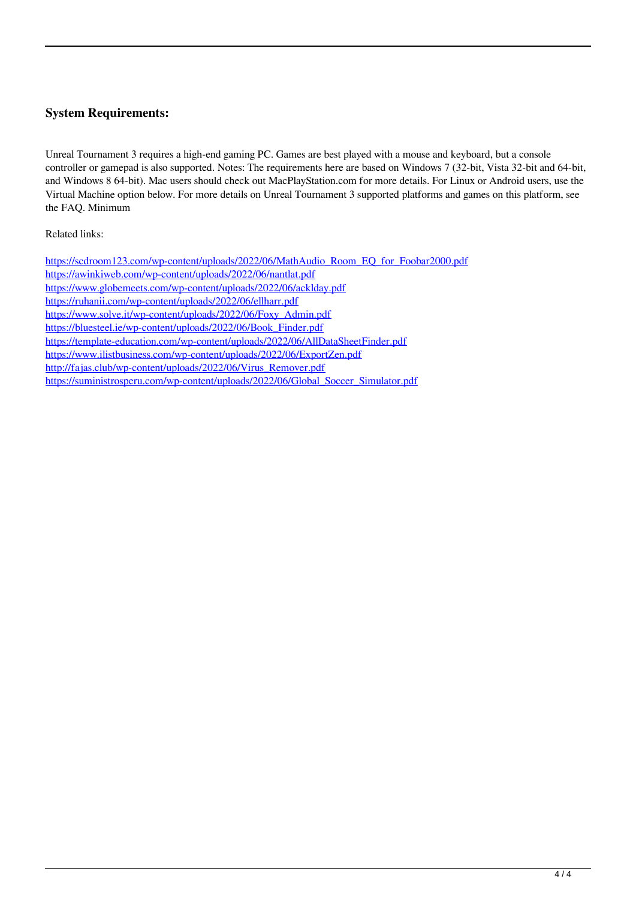## System Requirements:

Unreal Tournament 3 requires a high-end gaming PC. Games are best played with a mouse and keyboard, but a console controller or gamepad is also supported. Notes: The requirements here are based on Windows 7 (32-bit, Vista 32-bit and 64-bit, and Windows 8 64-bit). Mac users should check out MacPlayStation.com for more details. For Linux or Android users, use the Virtual Machine option below. For more details on Unreal Tournament 3 supported platforms and games on this platform, see the FAQ. Minimum

Related links:

https://scdroom123.com/wp-content/uploads/2022/06/MathAudio_Room_EQ_for_Foobar2000.pdf
https://awinkiweb.com/wp-content/uploads/2022/06/nantlat.pdf
https://www.globemeets.com/wp-content/uploads/2022/06/acklday.pdf
https://ruhanii.com/wp-content/uploads/2022/06/ellharr.pdf
https://www.solve.it/wp-content/uploads/2022/06/Foxy_Admin.pdf
https://bluesteel.ie/wp-content/uploads/2022/06/Book_Finder.pdf
https://template-education.com/wp-content/uploads/2022/06/AllDataSheetFinder.pdf
https://www.ilistbusiness.com/wp-content/uploads/2022/06/ExportZen.pdf
http://fajas.club/wp-content/uploads/2022/06/Virus_Remover.pdf
https://suministrosperu.com/wp-content/uploads/2022/06/Global_Soccer_Simulator.pdf